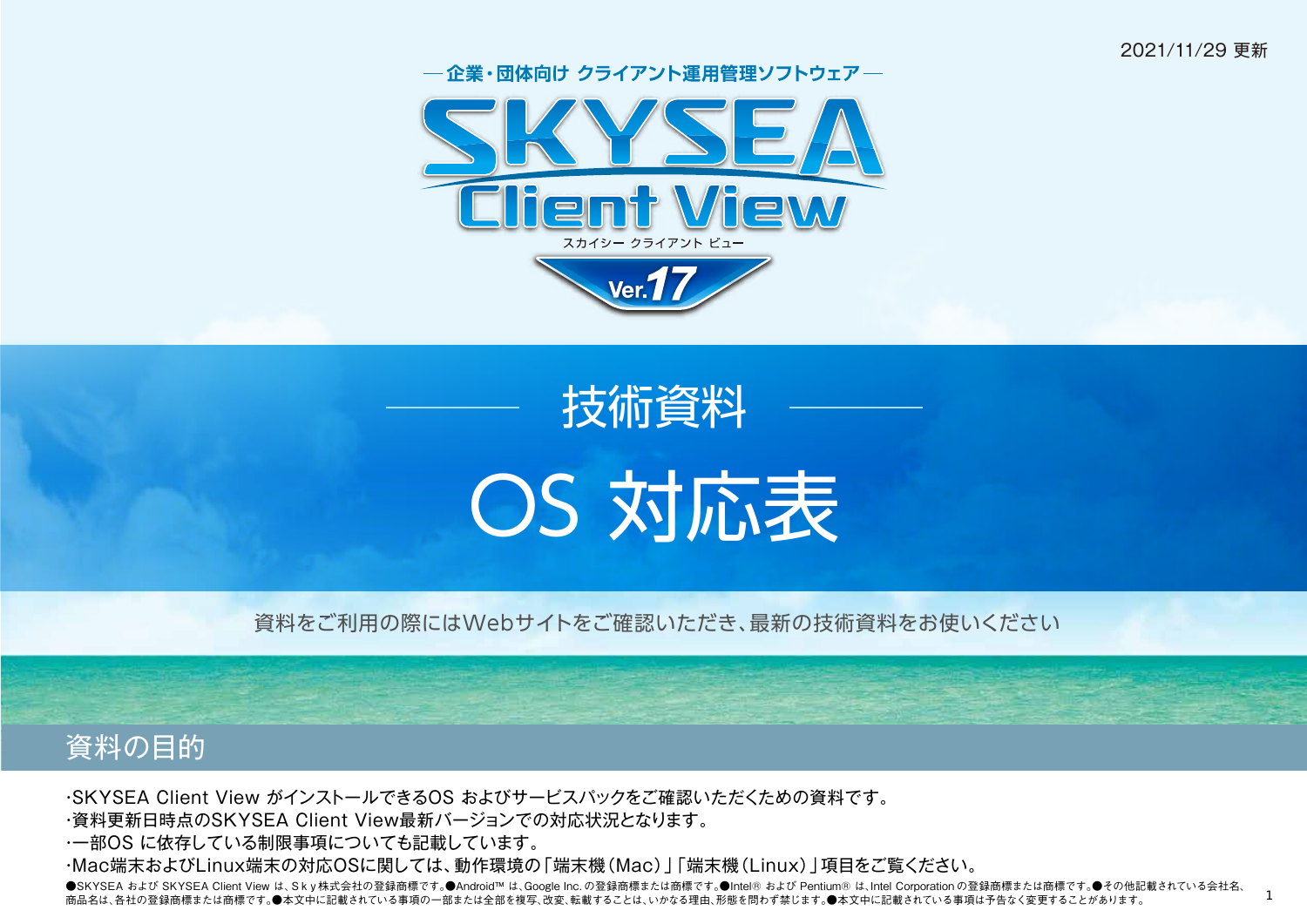2021/11/29 更新

— 企業・団体向け クライアント運用管理ソフトウェア —

# SKYSEA Client View

スカイシー クライアント ビュー

Ver.17

## 技術資料

# OS 対応表

資料をご利用の際にはWebサイトをご確認いただき、最新の技術資料をお使いください

## 資料の目的

- ･SKYSEA Client View がインストールできるOS およびサービスパックをご確認いただくための資料です。
- ･資料更新日時点のSKYSEA Client View最新バージョンでの対応状況となります。
- ･一部OS に依存している制限事項についても記載しています。
- ･Mac端末およびLinux端末の対応OSに関しては、動作環境の「端末機（Mac）」「端末機（Linux）」項目をご覧ください。

●SKYSEA および SKYSEA Client View は、Ｓｋｙ株式会社の登録商標です。●Android™ は、Google Inc. の登録商標または商標です。●Intel® および Pentium® は、Intel Corporation の登録商標または商標です。●その他記載されている会社名、商品名は、各社の登録商標または商標です。●本文中に記載されている事項の一部または全部を複写、改変、転載することは、いかなる理由、形態を問わず禁じます。●本文中に記載されている事項は予告なく変更することがあります。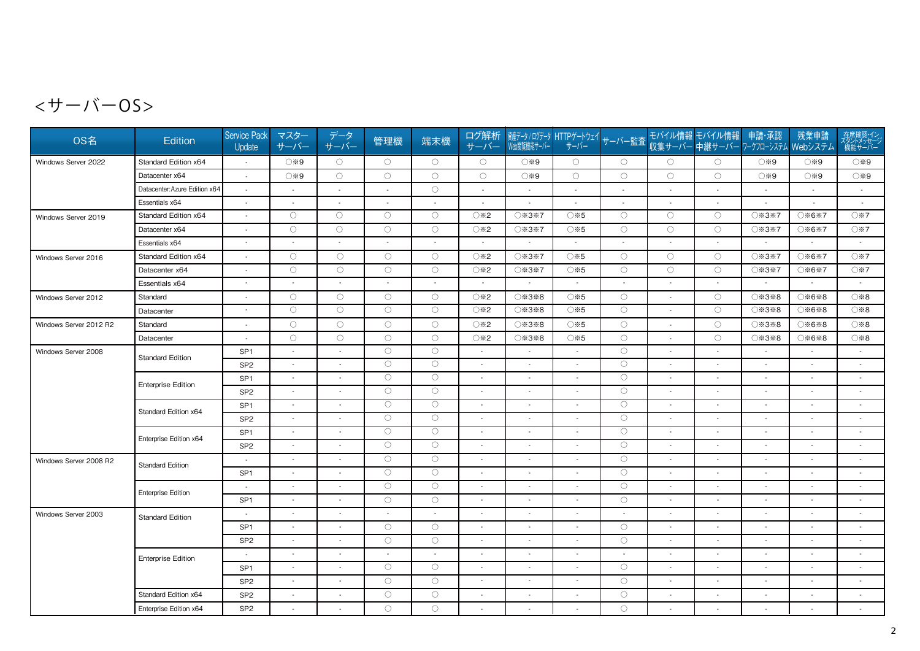# <サーバーOS>

| OS名 | Edition | Service Pack Update | マスターサーバー | データサーバー | 管理機 | 端末機 | ログ解析サーバー | 資産データ/ログデータWeb閲覧機能サーバー | HTTPゲートウェイサーバー | サーバー監査 | モバイル情報収集サーバー | モバイル情報中継サーバー | 申請・承認ワークフローシステム | 残業申請Webシステム | 在席確認・インスタントメッセージ機能サーバー |
|---|---|---|---|---|---|---|---|---|---|---|---|---|---|---|---|
| Windows Server 2022 | Standard Edition x64 | - | ○※9 | ○ | ○ | ○ | ○ | ○※9 | ○ | ○ | ○ | ○ | ○※9 | ○※9 | ○※9 |
| | Datacenter x64 | - | ○※9 | ○ | ○ | ○ | ○ | ○※9 | ○ | ○ | ○ | ○ | ○※9 | ○※9 | ○※9 |
| | Datacenter:Azure Edition x64 | - | - | - | - | ○ | - | - | - | - | - | - | - | - | - |
| | Essentials x64 | - | - | - | - | - | - | - | - | - | - | - | - | - | - |
| Windows Server 2019 | Standard Edition x64 | - | ○ | ○ | ○ | ○ | ○※2 | ○※3※7 | ○※5 | ○ | ○ | ○ | ○※3※7 | ○※6※7 | ○※7 |
| | Datacenter x64 | - | ○ | ○ | ○ | ○ | ○※2 | ○※3※7 | ○※5 | ○ | ○ | ○ | ○※3※7 | ○※6※7 | ○※7 |
| | Essentials x64 | - | - | - | - | - | - | - | - | - | - | - | - | - | - |
| Windows Server 2016 | Standard Edition x64 | - | ○ | ○ | ○ | ○ | ○※2 | ○※3※7 | ○※5 | ○ | ○ | ○ | ○※3※7 | ○※6※7 | ○※7 |
| | Datacenter x64 | - | ○ | ○ | ○ | ○ | ○※2 | ○※3※7 | ○※5 | ○ | ○ | ○ | ○※3※7 | ○※6※7 | ○※7 |
| | Essentials x64 | - | - | - | - | - | - | - | - | - | - | - | - | - | - |
| Windows Server 2012 | Standard | - | ○ | ○ | ○ | ○ | ○※2 | ○※3※8 | ○※5 | ○ | - | ○ | ○※3※8 | ○※6※8 | ○※8 |
| | Datacenter | - | ○ | ○ | ○ | ○ | ○※2 | ○※3※8 | ○※5 | ○ | - | ○ | ○※3※8 | ○※6※8 | ○※8 |
| Windows Server 2012 R2 | Standard | - | ○ | ○ | ○ | ○ | ○※2 | ○※3※8 | ○※5 | ○ | - | ○ | ○※3※8 | ○※6※8 | ○※8 |
| | Datacenter | - | ○ | ○ | ○ | ○ | ○※2 | ○※3※8 | ○※5 | ○ | - | ○ | ○※3※8 | ○※6※8 | ○※8 |
| Windows Server 2008 | Standard Edition | SP1 | - | - | ○ | ○ | - | - | - | ○ | - | - | - | - | - |
| | | SP2 | - | - | ○ | ○ | - | - | - | ○ | - | - | - | - | - |
| | Enterprise Edition | SP1 | - | - | ○ | ○ | - | - | - | ○ | - | - | - | - | - |
| | | SP2 | - | - | ○ | ○ | - | - | - | ○ | - | - | - | - | - |
| | Standard Edition x64 | SP1 | - | - | ○ | ○ | - | - | - | ○ | - | - | - | - | - |
| | | SP2 | - | - | ○ | ○ | - | - | - | ○ | - | - | - | - | - |
| | Enterprise Edition x64 | SP1 | - | - | ○ | ○ | - | - | - | ○ | - | - | - | - | - |
| | | SP2 | - | - | ○ | ○ | - | - | - | ○ | - | - | - | - | - |
| Windows Server 2008 R2 | Standard Edition | - | - | - | ○ | ○ | - | - | - | ○ | - | - | - | - | - |
| | | SP1 | - | - | ○ | ○ | - | - | - | ○ | - | - | - | - | - |
| | Enterprise Edition | - | - | - | ○ | ○ | - | - | - | ○ | - | - | - | - | - |
| | | SP1 | - | - | ○ | ○ | - | - | - | ○ | - | - | - | - | - |
| Windows Server 2003 | Standard Edition | - | - | - | - | - | - | - | - | - | - | - | - | - | - |
| | | SP1 | - | - | ○ | ○ | - | - | - | ○ | - | - | - | - | - |
| | | SP2 | - | - | ○ | ○ | - | - | - | ○ | - | - | - | - | - |
| | Enterprise Edition | - | - | - | - | - | - | - | - | - | - | - | - | - | - |
| | | SP1 | - | - | ○ | ○ | - | - | - | ○ | - | - | - | - | - |
| | | SP2 | - | - | ○ | ○ | - | - | - | ○ | - | - | - | - | - |
| | Standard Edition x64 | SP2 | - | - | ○ | ○ | - | - | - | ○ | - | - | - | - | - |
| | Enterprise Edition x64 | SP2 | - | - | ○ | ○ | - | - | - | ○ | - | - | - | - | - |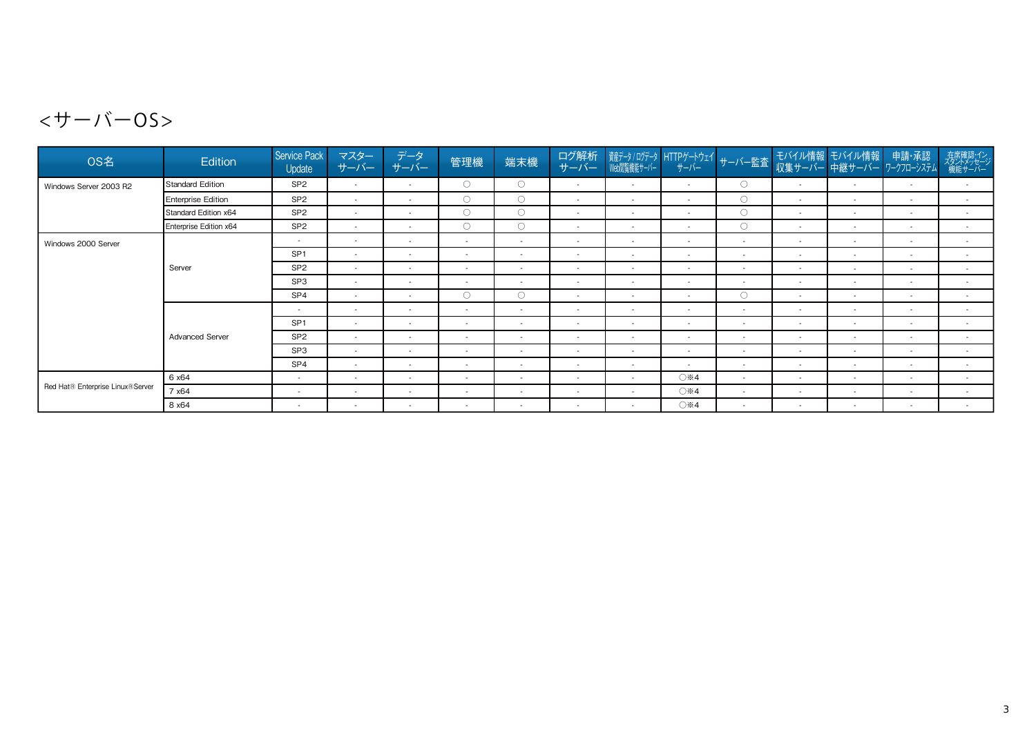## <サーバーOS>

| OS名 | Edition | Service Pack Update | マスターサーバー | データサーバー | 管理機 | 端末機 | ログ解析サーバー | 資産データ / ログデータ Web閲覧機能サーバー | HTTPゲートウェイサーバー | サーバー監査 | モバイル情報収集サーバー | モバイル情報中継サーバー | 申請・承認ワークフローシステム | 在席確認・インスタントメッセージ機能サーバー |
|---|---|---|---|---|---|---|---|---|---|---|---|---|---|---|
| Windows Server 2003 R2 | Standard Edition | SP2 | - | - | ○ | ○ | - | - | - | ○ | - | - | - | - |
| | Enterprise Edition | SP2 | - | - | ○ | ○ | - | - | - | ○ | - | - | - | - |
| | Standard Edition x64 | SP2 | - | - | ○ | ○ | - | - | - | ○ | - | - | - | - |
| | Enterprise Edition x64 | SP2 | - | - | ○ | ○ | - | - | - | ○ | - | - | - | - |
| Windows 2000 Server | Server | - | - | - | - | - | - | - | - | - | - | - | - | - |
| | | SP1 | - | - | - | - | - | - | - | - | - | - | - | - |
| | | SP2 | - | - | - | - | - | - | - | - | - | - | - | - |
| | | SP3 | - | - | - | - | - | - | - | - | - | - | - | - |
| | | SP4 | - | - | ○ | ○ | - | - | - | ○ | - | - | - | - |
| | Advanced Server | - | - | - | - | - | - | - | - | - | - | - | - | - |
| | | SP1 | - | - | - | - | - | - | - | - | - | - | - | - |
| | | SP2 | - | - | - | - | - | - | - | - | - | - | - | - |
| | | SP3 | - | - | - | - | - | - | - | - | - | - | - | - |
| | | SP4 | - | - | - | - | - | - | - | - | - | - | - | - |
| Red Hat® Enterprise Linux® Server | 6 x64 | - | - | - | - | - | - | - | ○※4 | - | - | - | - | - |
| | 7 x64 | - | - | - | - | - | - | - | ○※4 | - | - | - | - | - |
| | 8 x64 | - | - | - | - | - | - | - | ○※4 | - | - | - | - | - |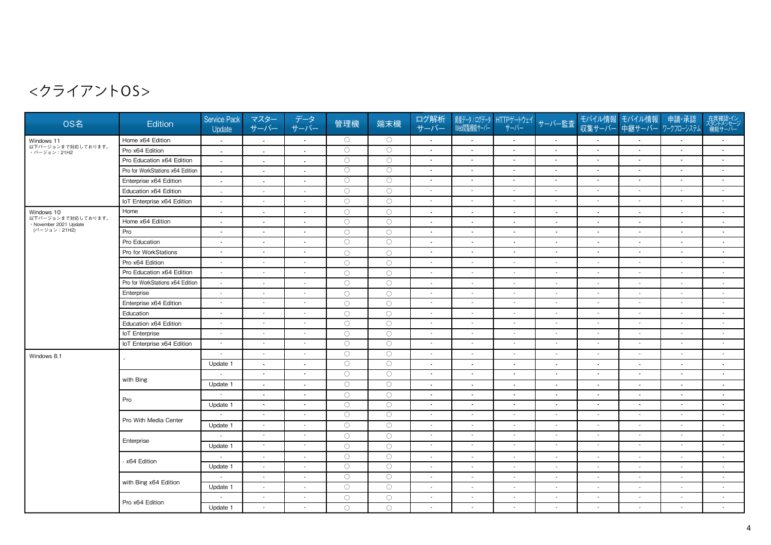## <クライアントOS>

| OS名 | Edition | Service Pack Update | マスターサーバー | データサーバー | 管理機 | 端末機 | ログ解析サーバー | 資産データ / ログデータ Web閲覧機能サーバー | HTTPゲートウェイサーバー | サーバー監査 | モバイル情報収集サーバー | モバイル情報中継サーバー | 申請・承認ワークフローシステム | 在席確認・インスタントメッセージ機能サーバー |
|---|---|---|---|---|---|---|---|---|---|---|---|---|---|---|
| Windows 11<br>以下バージョンまで対応しております。<br>・バージョン：21H2 | Home x64 Edition | - | - | - | ○ | ○ | - | - | - | - | - | - | - | - |
| | Pro x64 Edition | - | - | - | ○ | ○ | - | - | - | - | - | - | - | - |
| | Pro Education x64 Edition | - | - | - | ○ | ○ | - | - | - | - | - | - | - | - |
| | Pro for WorkStations x64 Edition | - | - | - | ○ | ○ | - | - | - | - | - | - | - | - |
| | Enterprise x64 Edition | - | - | - | ○ | ○ | - | - | - | - | - | - | - | - |
| | Education x64 Edition | - | - | - | ○ | ○ | - | - | - | - | - | - | - | - |
| | IoT Enterprise x64 Edition | - | - | - | ○ | ○ | - | - | - | - | - | - | - | - |
| Windows 10<br>以下バージョンまで対応しております。<br>・November 2021 Update<br>(バージョン：21H2) | Home | - | - | - | ○ | ○ | - | - | - | - | - | - | - | - |
| | Home x64 Edition | - | - | - | ○ | ○ | - | - | - | - | - | - | - | - |
| | Pro | - | - | - | ○ | ○ | - | - | - | - | - | - | - | - |
| | Pro Education | - | - | - | ○ | ○ | - | - | - | - | - | - | - | - |
| | Pro for WorkStations | - | - | - | ○ | ○ | - | - | - | - | - | - | - | - |
| | Pro x64 Edition | - | - | - | ○ | ○ | - | - | - | - | - | - | - | - |
| | Pro Education x64 Edition | - | - | - | ○ | ○ | - | - | - | - | - | - | - | - |
| | Pro for WorkStations x64 Edition | - | - | - | ○ | ○ | - | - | - | - | - | - | - | - |
| | Enterprise | - | - | - | ○ | ○ | - | - | - | - | - | - | - | - |
| | Enterprise x64 Edition | - | - | - | ○ | ○ | - | - | - | - | - | - | - | - |
| | Education | - | - | - | ○ | ○ | - | - | - | - | - | - | - | - |
| | Education x64 Edition | - | - | - | ○ | ○ | - | - | - | - | - | - | - | - |
| | IoT Enterprise | - | - | - | ○ | ○ | - | - | - | - | - | - | - | - |
| | IoT Enterprise x64 Edition | - | - | - | ○ | ○ | - | - | - | - | - | - | - | - |
| Windows 8.1 | - | - | - | - | ○ | ○ | - | - | - | - | - | - | - | - |
| | | Update 1 | - | - | ○ | ○ | - | - | - | - | - | - | - | - |
| | with Bing | - | - | - | ○ | ○ | - | - | - | - | - | - | - | - |
| | | Update 1 | - | - | ○ | ○ | - | - | - | - | - | - | - | - |
| | Pro | - | - | - | ○ | ○ | - | - | - | - | - | - | - | - |
| | | Update 1 | - | - | ○ | ○ | - | - | - | - | - | - | - | - |
| | Pro With Media Center | - | - | - | ○ | ○ | - | - | - | - | - | - | - | - |
| | | Update 1 | - | - | ○ | ○ | - | - | - | - | - | - | - | - |
| | Enterprise | - | - | - | ○ | ○ | - | - | - | - | - | - | - | - |
| | | Update 1 | - | - | ○ | ○ | - | - | - | - | - | - | - | - |
| | - x64 Edition | - | - | - | ○ | ○ | - | - | - | - | - | - | - | - |
| | | Update 1 | - | - | ○ | ○ | - | - | - | - | - | - | - | - |
| | with Bing x64 Edition | - | - | - | ○ | ○ | - | - | - | - | - | - | - | - |
| | | Update 1 | - | - | ○ | ○ | - | - | - | - | - | - | - | - |
| | Pro x64 Edition | - | - | - | ○ | ○ | - | - | - | - | - | - | - | - |
| | | Update 1 | - | - | ○ | ○ | - | - | - | - | - | - | - | - |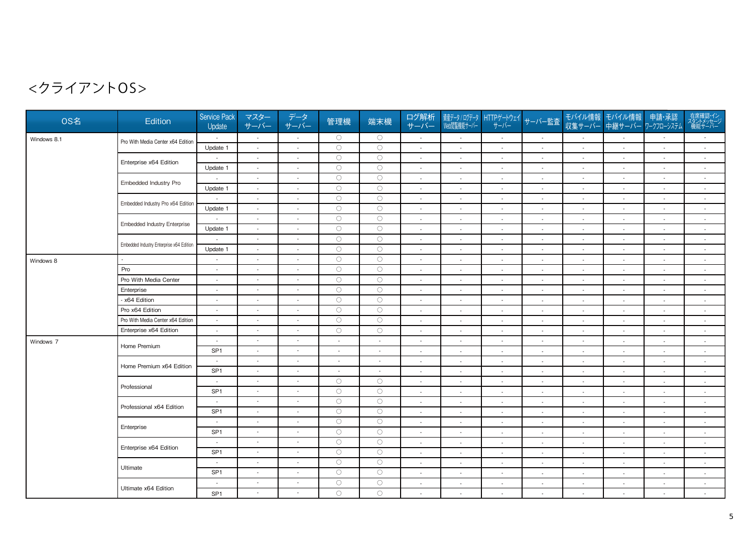# <クライアントOS>

| OS名 | Edition | Service Pack Update | マスターサーバー | データサーバー | 管理機 | 端末機 | ログ解析サーバー | 資産データ / ログデータ Web閲覧機能サーバー | HTTPゲートウェイサーバー | サーバー監査 | モバイル情報収集サーバー | モバイル情報中継サーバー | 申請･承認ワークフローシステム | 在席確認･インスタントメッセージ機能サーバー |
|---|---|---|---|---|---|---|---|---|---|---|---|---|---|---|
| Windows 8.1 | Pro With Media Center x64 Edition | - | - | - | ○ | ○ | - | - | - | - | - | - | - | - |
| | | Update 1 | - | - | ○ | ○ | - | - | - | - | - | - | - | - |
| | Enterprise x64 Edition | - | - | - | ○ | ○ | - | - | - | - | - | - | - | - |
| | | Update 1 | - | - | ○ | ○ | - | - | - | - | - | - | - | - |
| | Embedded Industry Pro | - | - | - | ○ | ○ | - | - | - | - | - | - | - | - |
| | | Update 1 | - | - | ○ | ○ | - | - | - | - | - | - | - | - |
| | Embedded Industry Pro x64 Edition | - | - | - | ○ | ○ | - | - | - | - | - | - | - | - |
| | | Update 1 | - | - | ○ | ○ | - | - | - | - | - | - | - | - |
| | Embedded Industry Enterprise | - | - | - | ○ | ○ | - | - | - | - | - | - | - | - |
| | | Update 1 | - | - | ○ | ○ | - | - | - | - | - | - | - | - |
| | Embedded Industry Enterprise x64 Edition | - | - | - | ○ | ○ | - | - | - | - | - | - | - | - |
| | | Update 1 | - | - | ○ | ○ | - | - | - | - | - | - | - | - |
| Windows 8 | - | - | - | - | ○ | ○ | - | - | - | - | - | - | - | - |
| | Pro | - | - | - | ○ | ○ | - | - | - | - | - | - | - | - |
| | Pro With Media Center | - | - | - | ○ | ○ | - | - | - | - | - | - | - | - |
| | Enterprise | - | - | - | ○ | ○ | - | - | - | - | - | - | - | - |
| | - x64 Edition | - | - | - | ○ | ○ | - | - | - | - | - | - | - | - |
| | Pro x64 Edition | - | - | - | ○ | ○ | - | - | - | - | - | - | - | - |
| | Pro With Media Center x64 Edition | - | - | - | ○ | ○ | - | - | - | - | - | - | - | - |
| | Enterprise x64 Edition | - | - | - | ○ | ○ | - | - | - | - | - | - | - | - |
| Windows 7 | Home Premium | - | - | - | - | - | - | - | - | - | - | - | - | - |
| | | SP1 | - | - | - | - | - | - | - | - | - | - | - | - |
| | Home Premium x64 Edition | - | - | - | - | - | - | - | - | - | - | - | - | - |
| | | SP1 | - | - | - | - | - | - | - | - | - | - | - | - |
| | Professional | - | - | - | ○ | ○ | - | - | - | - | - | - | - | - |
| | | SP1 | - | - | ○ | ○ | - | - | - | - | - | - | - | - |
| | Professional x64 Edition | - | - | - | ○ | ○ | - | - | - | - | - | - | - | - |
| | | SP1 | - | - | ○ | ○ | - | - | - | - | - | - | - | - |
| | Enterprise | - | - | - | ○ | ○ | - | - | - | - | - | - | - | - |
| | | SP1 | - | - | ○ | ○ | - | - | - | - | - | - | - | - |
| | Enterprise x64 Edition | - | - | - | ○ | ○ | - | - | - | - | - | - | - | - |
| | | SP1 | - | - | ○ | ○ | - | - | - | - | - | - | - | - |
| | Ultimate | - | - | - | ○ | ○ | - | - | - | - | - | - | - | - |
| | | SP1 | - | - | ○ | ○ | - | - | - | - | - | - | - | - |
| | Ultimate x64 Edition | - | - | - | ○ | ○ | - | - | - | - | - | - | - | - |
| | | SP1 | - | - | ○ | ○ | - | - | - | - | - | - | - | - |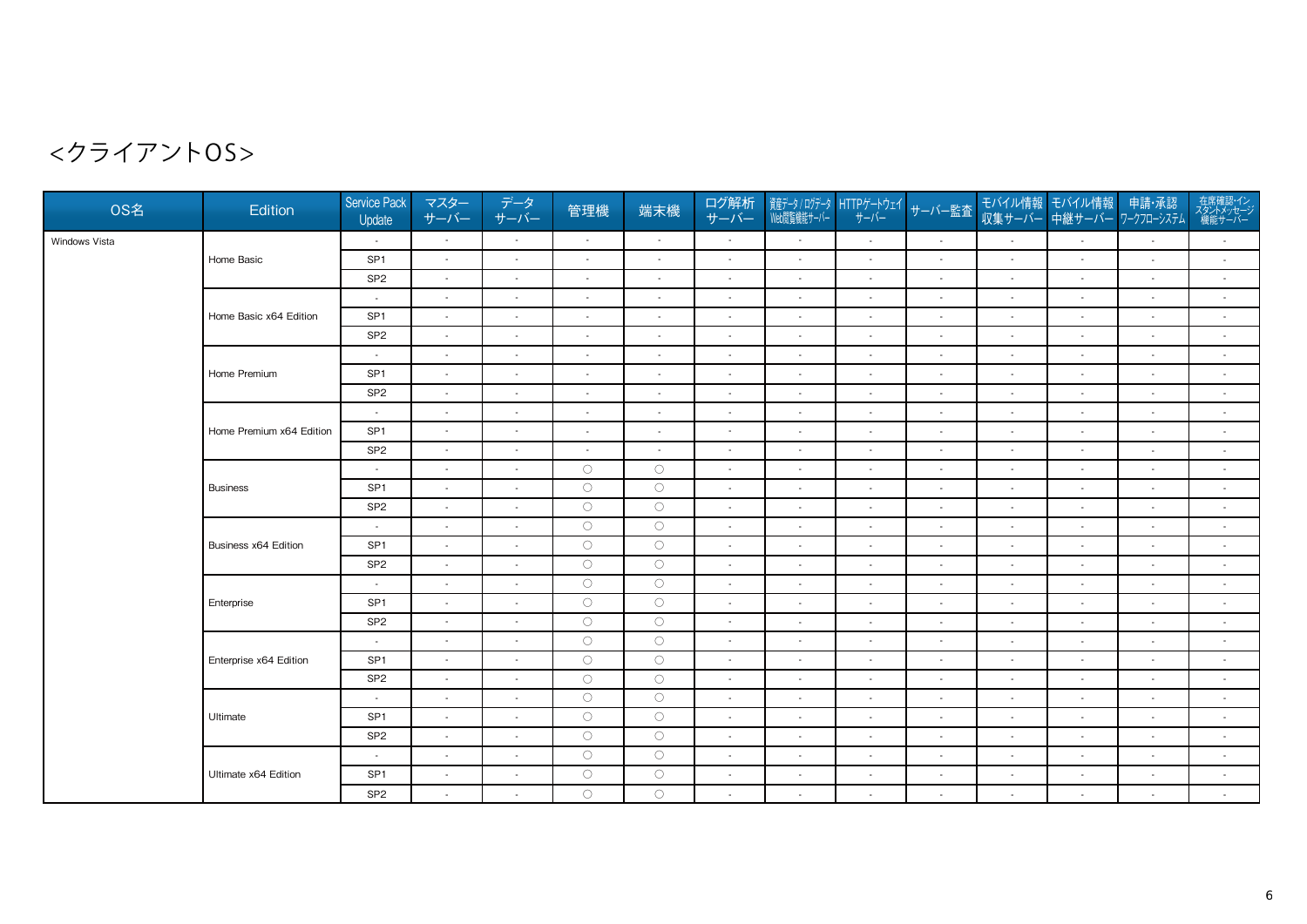# <クライアントOS>

| OS名 | Edition | Service Pack Update | マスターサーバー | データサーバー | 管理機 | 端末機 | ログ解析サーバー | 資産データ / ログデータ Web閲覧機能サーバー | HTTPゲートウェイサーバー | サーバー監査 | モバイル情報収集サーバー | モバイル情報中継サーバー | 申請・承認ワークフローシステム | 在席確認・インスタントメッセージ機能サーバー |
|---|---|---|---|---|---|---|---|---|---|---|---|---|---|---|
| Windows Vista | | - | - | - | - | - | - | - | - | - | - | - | - | - |
| | Home Basic | SP1 | - | - | - | - | - | - | - | - | - | - | - | - |
| | | SP2 | - | - | - | - | - | - | - | - | - | - | - | - |
| | | - | - | - | - | - | - | - | - | - | - | - | - | - |
| | Home Basic x64 Edition | SP1 | - | - | - | - | - | - | - | - | - | - | - | - |
| | | SP2 | - | - | - | - | - | - | - | - | - | - | - | - |
| | | - | - | - | - | - | - | - | - | - | - | - | - | - |
| | Home Premium | SP1 | - | - | - | - | - | - | - | - | - | - | - | - |
| | | SP2 | - | - | - | - | - | - | - | - | - | - | - | - |
| | | - | - | - | - | - | - | - | - | - | - | - | - | - |
| | Home Premium x64 Edition | SP1 | - | - | - | - | - | - | - | - | - | - | - | - |
| | | SP2 | - | - | - | - | - | - | - | - | - | - | - | - |
| | | - | - | - | ○ | ○ | - | - | - | - | - | - | - | - |
| | Business | SP1 | - | - | ○ | ○ | - | - | - | - | - | - | - | - |
| | | SP2 | - | - | ○ | ○ | - | - | - | - | - | - | - | - |
| | | - | - | - | ○ | ○ | - | - | - | - | - | - | - | - |
| | Business x64 Edition | SP1 | - | - | ○ | ○ | - | - | - | - | - | - | - | - |
| | | SP2 | - | - | ○ | ○ | - | - | - | - | - | - | - | - |
| | | - | - | - | ○ | ○ | - | - | - | - | - | - | - | - |
| | Enterprise | SP1 | - | - | ○ | ○ | - | - | - | - | - | - | - | - |
| | | SP2 | - | - | ○ | ○ | - | - | - | - | - | - | - | - |
| | | - | - | - | ○ | ○ | - | - | - | - | - | - | - | - |
| | Enterprise x64 Edition | SP1 | - | - | ○ | ○ | - | - | - | - | - | - | - | - |
| | | SP2 | - | - | ○ | ○ | - | - | - | - | - | - | - | - |
| | | - | - | - | ○ | ○ | - | - | - | - | - | - | - | - |
| | Ultimate | SP1 | - | - | ○ | ○ | - | - | - | - | - | - | - | - |
| | | SP2 | - | - | ○ | ○ | - | - | - | - | - | - | - | - |
| | | - | - | - | ○ | ○ | - | - | - | - | - | - | - | - |
| | Ultimate x64 Edition | SP1 | - | - | ○ | ○ | - | - | - | - | - | - | - | - |
| | | SP2 | - | - | ○ | ○ | - | - | - | - | - | - | - | - |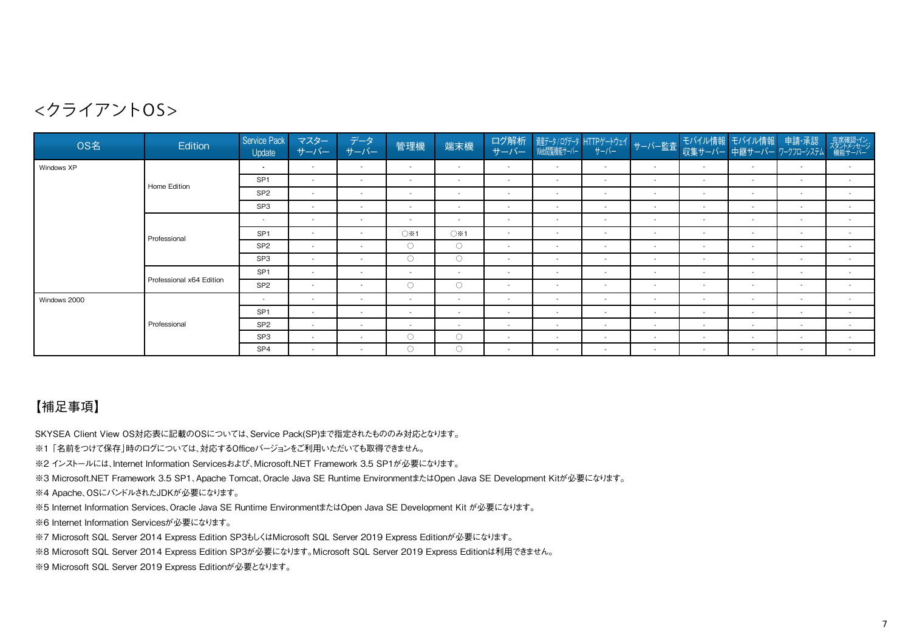## <クライアントOS>

| OS名 | Edition | Service Pack Update | マスターサーバー | データサーバー | 管理機 | 端末機 | ログ解析サーバー | 資産データ/ログデータWeb閲覧機能サーバー | HTTPゲートウェイサーバー | サーバー監査 | モバイル情報収集サーバー | モバイル情報中継サーバー | 申請・承認ワークフローシステム | 在席確認・インスタントメッセージ機能サーバー |
|---|---|---|---|---|---|---|---|---|---|---|---|---|---|---|
| Windows XP | Home Edition | - | - | - | - | - | - | - | - | - | - | - | - | - |
| | | SP1 | - | - | - | - | - | - | - | - | - | - | - | - |
| | | SP2 | - | - | - | - | - | - | - | - | - | - | - | - |
| | | SP3 | - | - | - | - | - | - | - | - | - | - | - | - |
| | Professional | - | - | - | - | - | - | - | - | - | - | - | - | - |
| | | SP1 | - | - | ○※1 | ○※1 | - | - | - | - | - | - | - | - |
| | | SP2 | - | - | ○ | ○ | - | - | - | - | - | - | - | - |
| | | SP3 | - | - | ○ | ○ | - | - | - | - | - | - | - | - |
| | Professional x64 Edition | SP1 | - | - | - | - | - | - | - | - | - | - | - | - |
| | | SP2 | - | - | ○ | ○ | - | - | - | - | - | - | - | - |
| Windows 2000 | Professional | - | - | - | - | - | - | - | - | - | - | - | - | - |
| | | SP1 | - | - | - | - | - | - | - | - | - | - | - | - |
| | | SP2 | - | - | - | - | - | - | - | - | - | - | - | - |
| | | SP3 | - | - | ○ | ○ | - | - | - | - | - | - | - | - |
| | | SP4 | - | - | ○ | ○ | - | - | - | - | - | - | - | - |

## 【補足事項】

SKYSEA Client View OS対応表に記載のOSについては、Service Pack(SP)まで指定されたもののみ対応となります。

※1 「名前をつけて保存」時のログについては、対応するOfficeバージョンをご利用いただいても取得できません。

※2 インストールには、Internet Information Servicesおよび、Microsoft.NET Framework 3.5 SP1が必要になります。

※3 Microsoft.NET Framework 3.5 SP1、Apache Tomcat、Oracle Java SE Runtime EnvironmentまたはOpen Java SE Development Kitが必要になります。

※4 Apache、OSにバンドルされたJDKが必要になります。

※5 Internet Information Services、Oracle Java SE Runtime EnvironmentまたはOpen Java SE Development Kit が必要になります。

※6 Internet Information Servicesが必要になります。

※7 Microsoft SQL Server 2014 Express Edition SP3もしくはMicrosoft SQL Server 2019 Express Editionが必要になります。

※8 Microsoft SQL Server 2014 Express Edition SP3が必要になります。Microsoft SQL Server 2019 Express Editionは利用できません。

※9 Microsoft SQL Server 2019 Express Editionが必要となります。